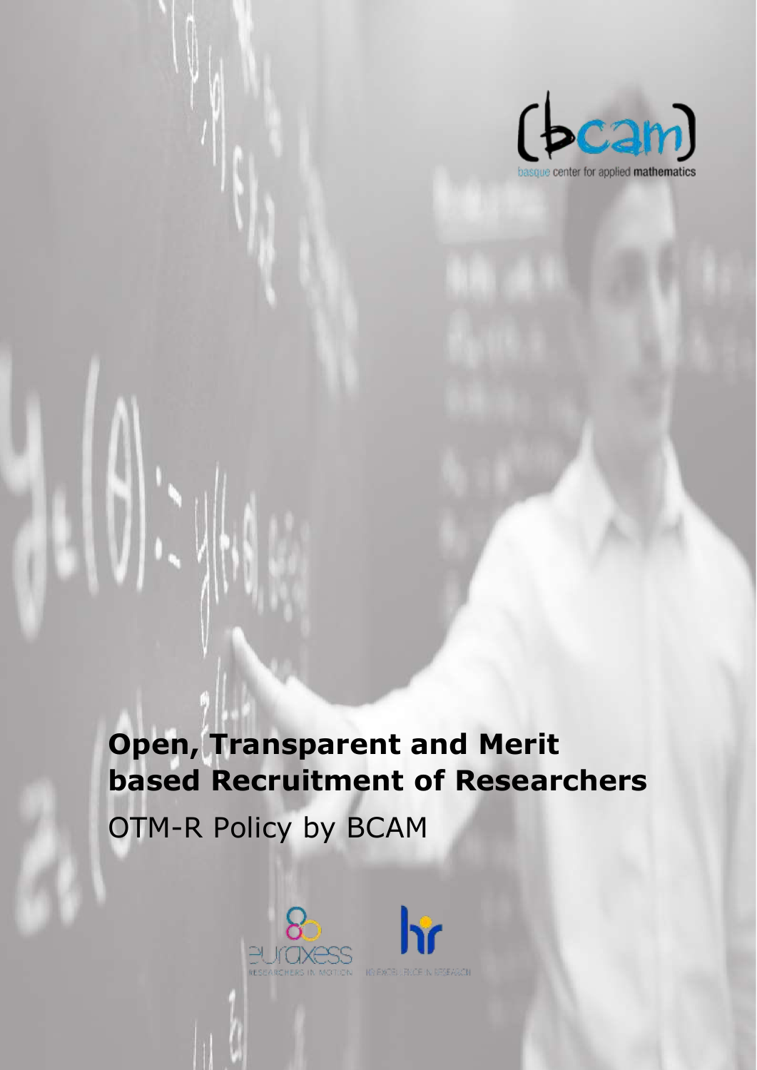# Open, Transparent and Merit based Recruitment of Researchers

OTM-R Policy by BCAM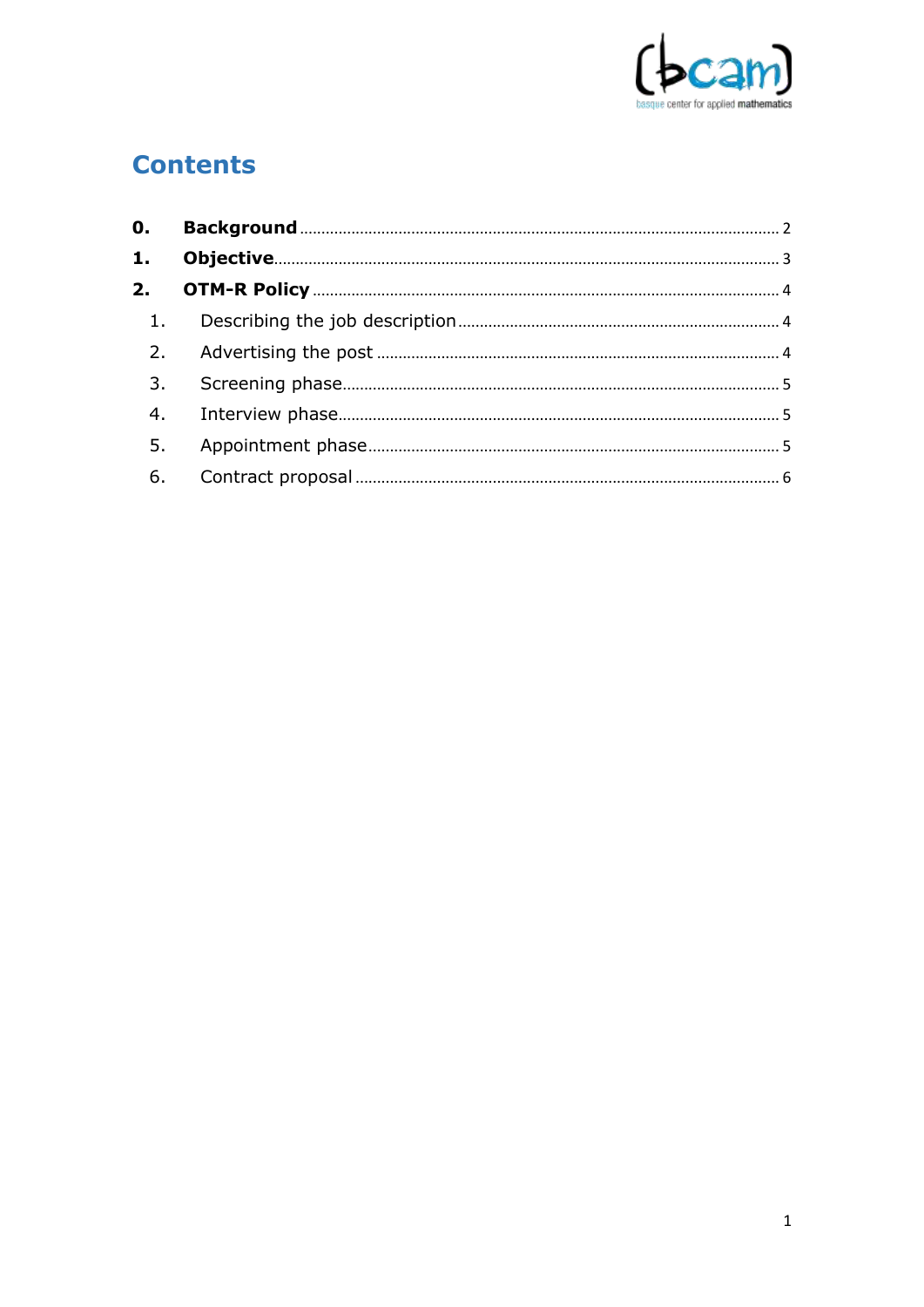# Contents

**0. Background** ........ 2

**1. Objective** ........ 3

**2. OTM-R Policy** ........ 4

1. Describing the job description ........ 4
2. Advertising the post ........ 4
3. Screening phase ........ 5
4. Interview phase ........ 5
5. Appointment phase ........ 5
6. Contract proposal ........ 6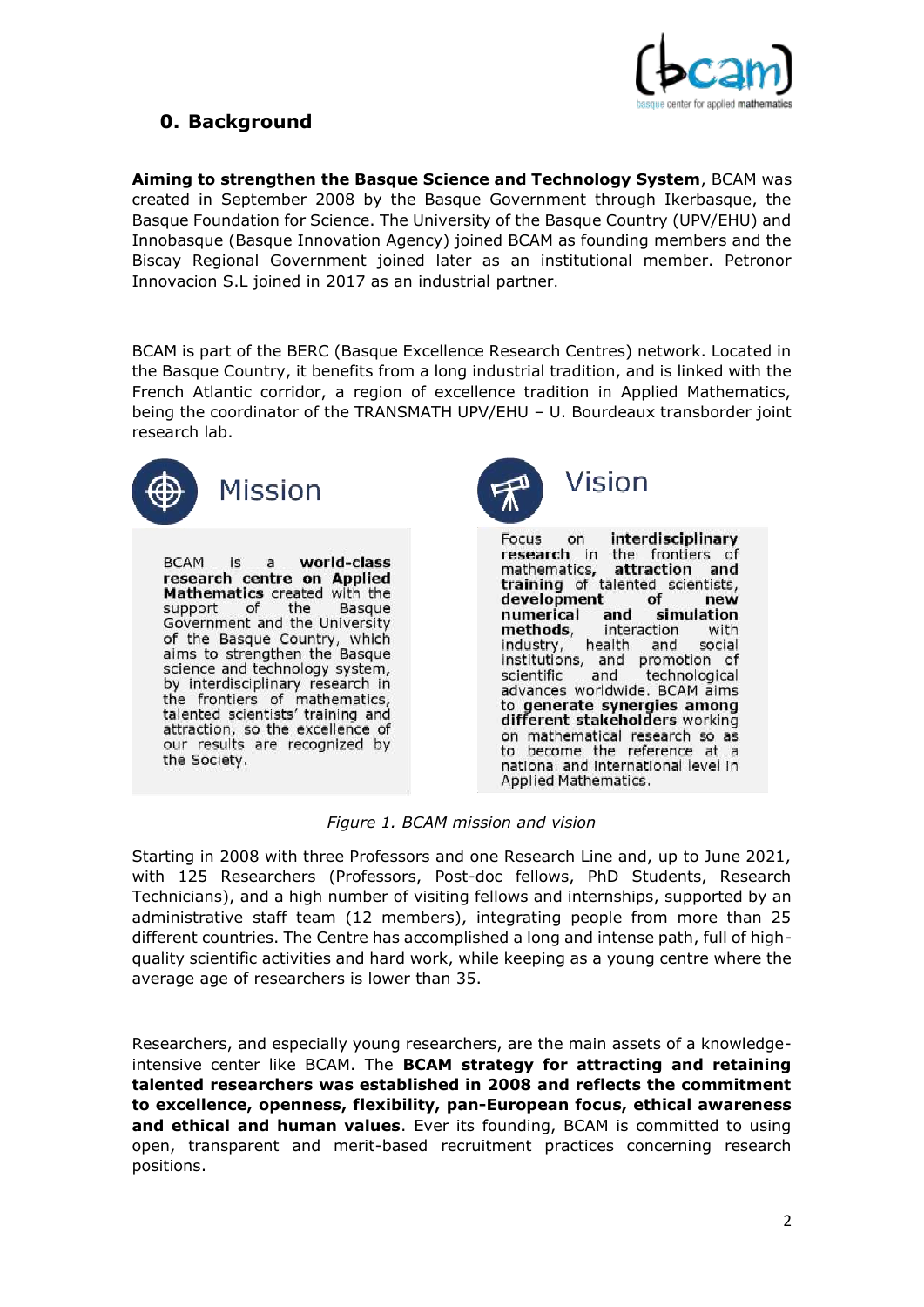## 0. Background

**Aiming to strengthen the Basque Science and Technology System**, BCAM was created in September 2008 by the Basque Government through Ikerbasque, the Basque Foundation for Science. The University of the Basque Country (UPV/EHU) and Innobasque (Basque Innovation Agency) joined BCAM as founding members and the Biscay Regional Government joined later as an institutional member. Petronor Innovacion S.L joined in 2017 as an industrial partner.

BCAM is part of the BERC (Basque Excellence Research Centres) network. Located in the Basque Country, it benefits from a long industrial tradition, and is linked with the French Atlantic corridor, a region of excellence tradition in Applied Mathematics, being the coordinator of the TRANSMATH UPV/EHU – U. Bourdeaux transborder joint research lab.

### Mission

BCAM is a **world-class research centre on Applied Mathematics** created with the support of the Basque Government and the University of the Basque Country, which aims to strengthen the Basque science and technology system, by interdisciplinary research in the frontiers of mathematics, talented scientists' training and attraction, so the excellence of our results are recognized by the Society.

### Vision

Focus on **interdisciplinary research** in the frontiers of mathematics, **attraction and training** of talented scientists, **development of new numerical and simulation methods**, interaction with industry, health and social institutions, and promotion of scientific and technological advances worldwide. BCAM aims to **generate synergies among different stakeholders** working on mathematical research so as to become the reference at a national and international level in Applied Mathematics.

*Figure 1. BCAM mission and vision*

Starting in 2008 with three Professors and one Research Line and, up to June 2021, with 125 Researchers (Professors, Post-doc fellows, PhD Students, Research Technicians), and a high number of visiting fellows and internships, supported by an administrative staff team (12 members), integrating people from more than 25 different countries. The Centre has accomplished a long and intense path, full of high-quality scientific activities and hard work, while keeping as a young centre where the average age of researchers is lower than 35.

Researchers, and especially young researchers, are the main assets of a knowledge-intensive center like BCAM. The **BCAM strategy for attracting and retaining talented researchers was established in 2008 and reflects the commitment to excellence, openness, flexibility, pan-European focus, ethical awareness and ethical and human values**. Ever its founding, BCAM is committed to using open, transparent and merit-based recruitment practices concerning research positions.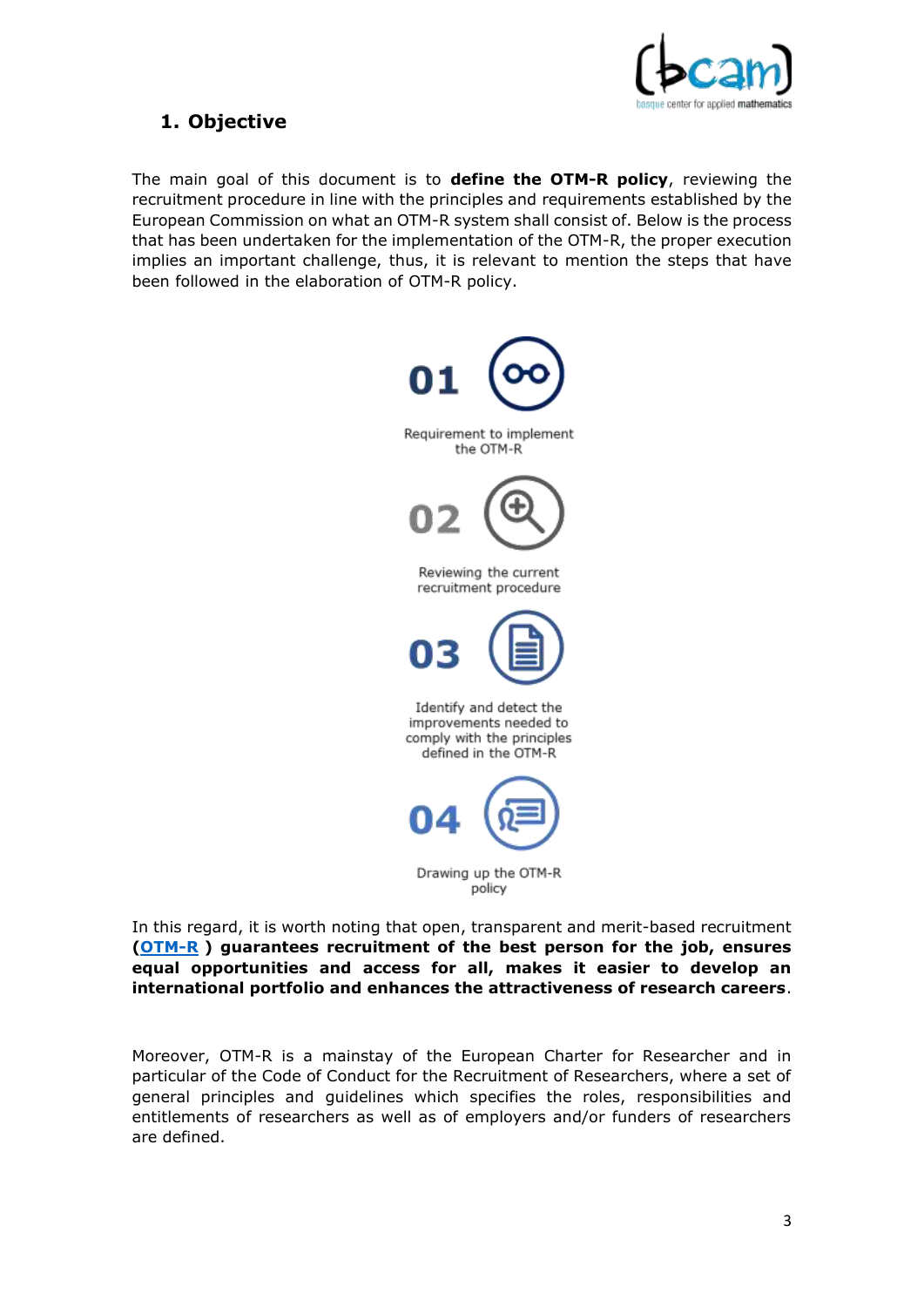## 1. Objective

The main goal of this document is to **define the OTM-R policy**, reviewing the recruitment procedure in line with the principles and requirements established by the European Commission on what an OTM-R system shall consist of. Below is the process that has been undertaken for the implementation of the OTM-R, the proper execution implies an important challenge, thus, it is relevant to mention the steps that have been followed in the elaboration of OTM-R policy.

**01** Requirement to implement the OTM-R

**02** Reviewing the current recruitment procedure

**03** Identify and detect the improvements needed to comply with the principles defined in the OTM-R

**04** Drawing up the OTM-R policy

In this regard, it is worth noting that open, transparent and merit-based recruitment **(OTM-R ) guarantees recruitment of the best person for the job, ensures equal opportunities and access for all, makes it easier to develop an international portfolio and enhances the attractiveness of research careers**.

Moreover, OTM-R is a mainstay of the European Charter for Researcher and in particular of the Code of Conduct for the Recruitment of Researchers, where a set of general principles and guidelines which specifies the roles, responsibilities and entitlements of researchers as well as of employers and/or funders of researchers are defined.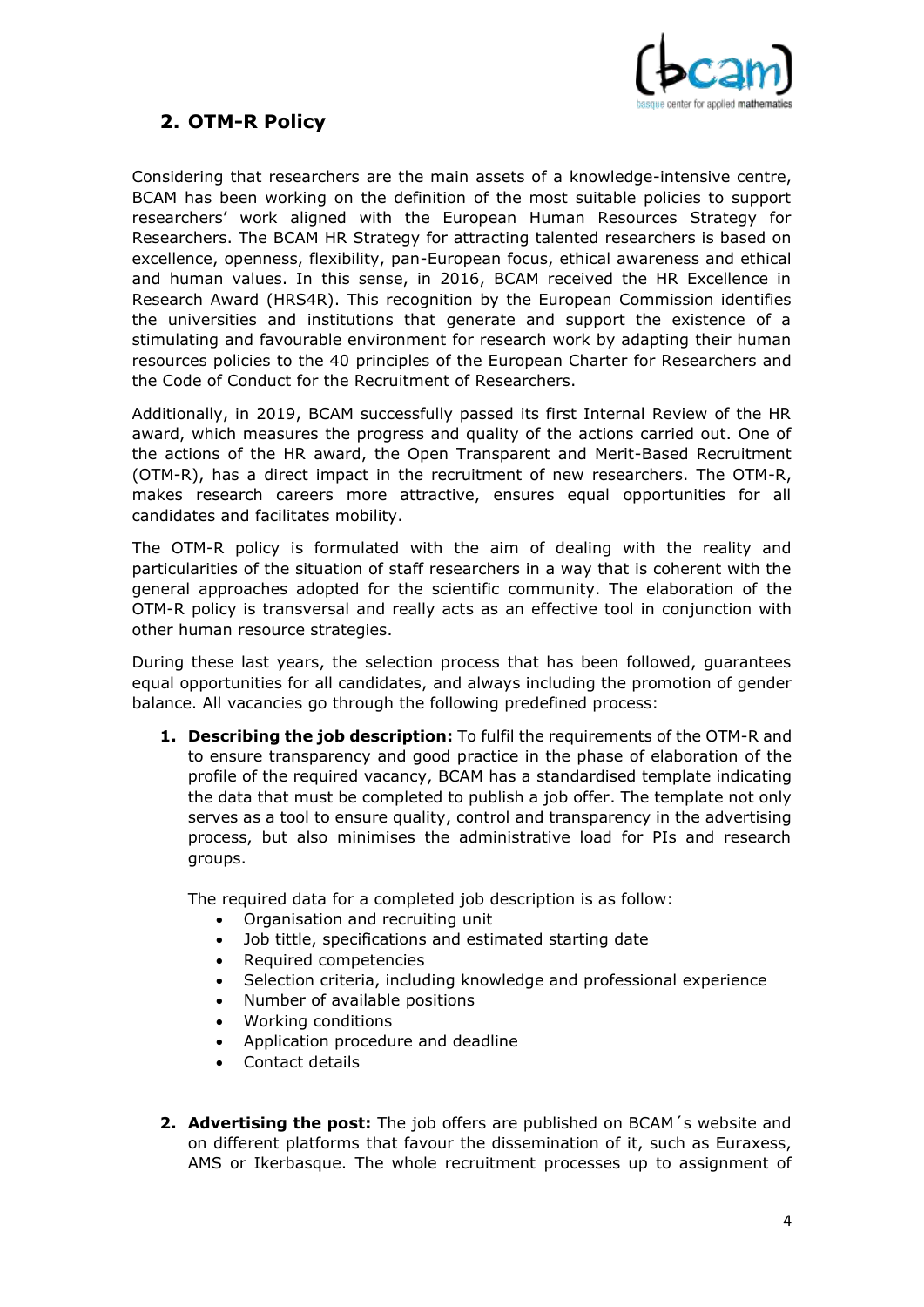## 2. OTM-R Policy

Considering that researchers are the main assets of a knowledge-intensive centre, BCAM has been working on the definition of the most suitable policies to support researchers' work aligned with the European Human Resources Strategy for Researchers. The BCAM HR Strategy for attracting talented researchers is based on excellence, openness, flexibility, pan-European focus, ethical awareness and ethical and human values. In this sense, in 2016, BCAM received the HR Excellence in Research Award (HRS4R). This recognition by the European Commission identifies the universities and institutions that generate and support the existence of a stimulating and favourable environment for research work by adapting their human resources policies to the 40 principles of the European Charter for Researchers and the Code of Conduct for the Recruitment of Researchers.

Additionally, in 2019, BCAM successfully passed its first Internal Review of the HR award, which measures the progress and quality of the actions carried out. One of the actions of the HR award, the Open Transparent and Merit-Based Recruitment (OTM-R), has a direct impact in the recruitment of new researchers. The OTM-R, makes research careers more attractive, ensures equal opportunities for all candidates and facilitates mobility.

The OTM-R policy is formulated with the aim of dealing with the reality and particularities of the situation of staff researchers in a way that is coherent with the general approaches adopted for the scientific community. The elaboration of the OTM-R policy is transversal and really acts as an effective tool in conjunction with other human resource strategies.

During these last years, the selection process that has been followed, guarantees equal opportunities for all candidates, and always including the promotion of gender balance. All vacancies go through the following predefined process:

1. **Describing the job description:** To fulfil the requirements of the OTM-R and to ensure transparency and good practice in the phase of elaboration of the profile of the required vacancy, BCAM has a standardised template indicating the data that must be completed to publish a job offer. The template not only serves as a tool to ensure quality, control and transparency in the advertising process, but also minimises the administrative load for PIs and research groups.

   The required data for a completed job description is as follow:
   - Organisation and recruiting unit
   - Job tittle, specifications and estimated starting date
   - Required competencies
   - Selection criteria, including knowledge and professional experience
   - Number of available positions
   - Working conditions
   - Application procedure and deadline
   - Contact details

2. **Advertising the post:** The job offers are published on BCAM´s website and on different platforms that favour the dissemination of it, such as Euraxess, AMS or Ikerbasque. The whole recruitment processes up to assignment of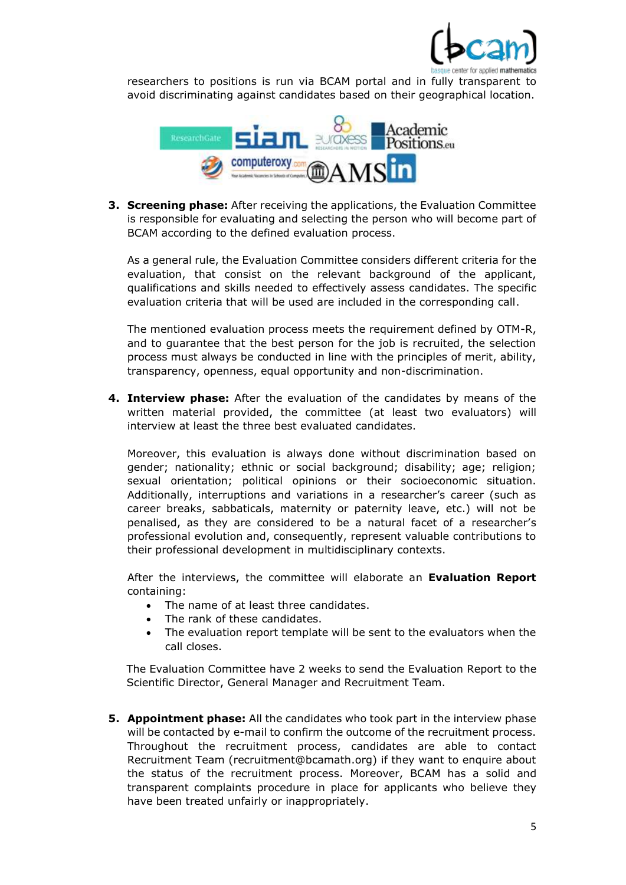researchers to positions is run via BCAM portal and in fully transparent to avoid discriminating against candidates based on their geographical location.

3. **Screening phase:** After receiving the applications, the Evaluation Committee is responsible for evaluating and selecting the person who will become part of BCAM according to the defined evaluation process.

   As a general rule, the Evaluation Committee considers different criteria for the evaluation, that consist on the relevant background of the applicant, qualifications and skills needed to effectively assess candidates. The specific evaluation criteria that will be used are included in the corresponding call.

   The mentioned evaluation process meets the requirement defined by OTM-R, and to guarantee that the best person for the job is recruited, the selection process must always be conducted in line with the principles of merit, ability, transparency, openness, equal opportunity and non-discrimination.

4. **Interview phase:** After the evaluation of the candidates by means of the written material provided, the committee (at least two evaluators) will interview at least the three best evaluated candidates.

   Moreover, this evaluation is always done without discrimination based on gender; nationality; ethnic or social background; disability; age; religion; sexual orientation; political opinions or their socioeconomic situation. Additionally, interruptions and variations in a researcher's career (such as career breaks, sabbaticals, maternity or paternity leave, etc.) will not be penalised, as they are considered to be a natural facet of a researcher's professional evolution and, consequently, represent valuable contributions to their professional development in multidisciplinary contexts.

   After the interviews, the committee will elaborate an **Evaluation Report** containing:
   - The name of at least three candidates.
   - The rank of these candidates.
   - The evaluation report template will be sent to the evaluators when the call closes.

   The Evaluation Committee have 2 weeks to send the Evaluation Report to the Scientific Director, General Manager and Recruitment Team.

5. **Appointment phase:** All the candidates who took part in the interview phase will be contacted by e-mail to confirm the outcome of the recruitment process. Throughout the recruitment process, candidates are able to contact Recruitment Team (recruitment@bcamath.org) if they want to enquire about the status of the recruitment process. Moreover, BCAM has a solid and transparent complaints procedure in place for applicants who believe they have been treated unfairly or inappropriately.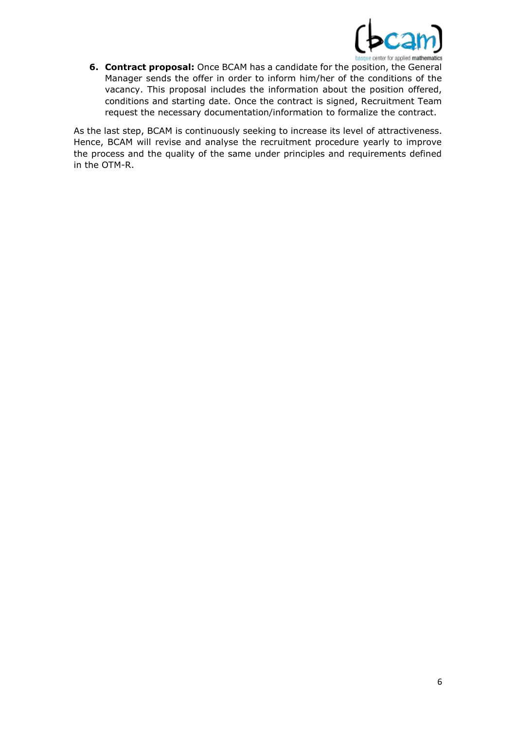6. **Contract proposal:** Once BCAM has a candidate for the position, the General Manager sends the offer in order to inform him/her of the conditions of the vacancy. This proposal includes the information about the position offered, conditions and starting date. Once the contract is signed, Recruitment Team request the necessary documentation/information to formalize the contract.

As the last step, BCAM is continuously seeking to increase its level of attractiveness. Hence, BCAM will revise and analyse the recruitment procedure yearly to improve the process and the quality of the same under principles and requirements defined in the OTM-R.